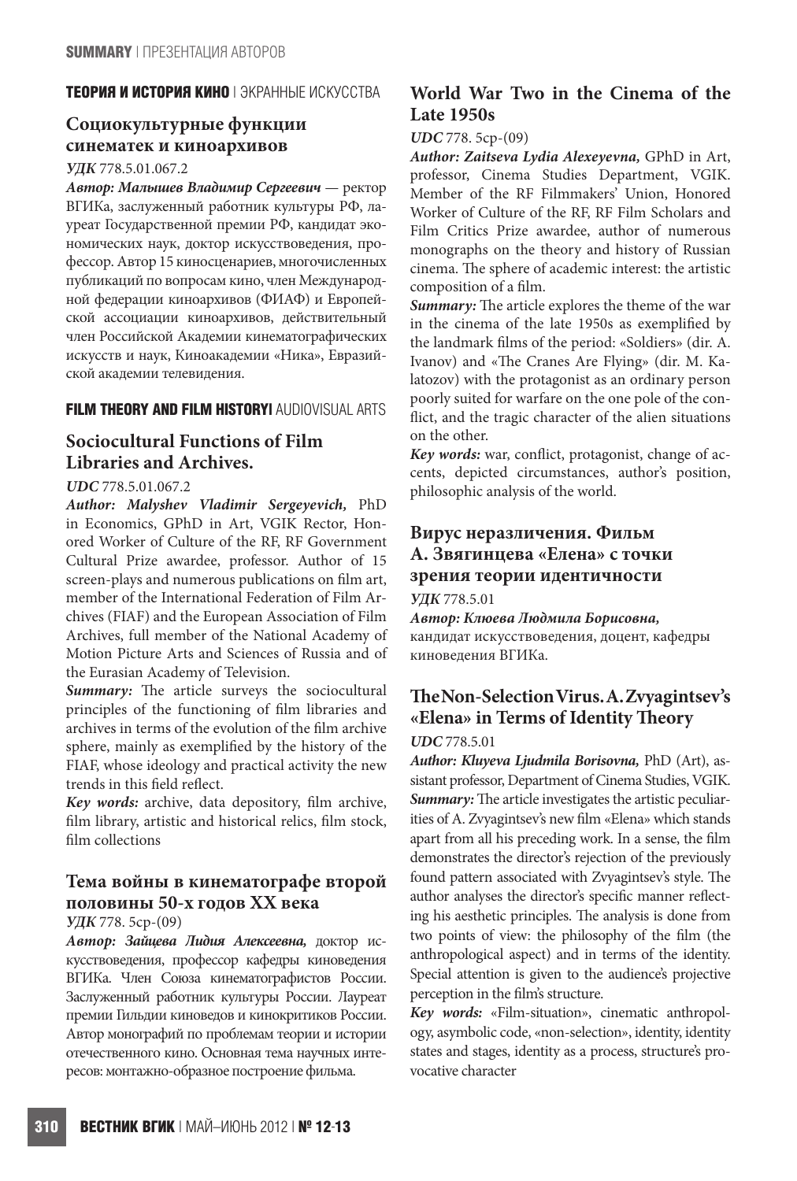**ТЕОРИЯ И ИСТОРИЯ КИНО** | ЭКРАННЫЕ ИСКУССТВА

## Социокультурные функции синематек и киноархивов

***УДК*** 778.5.01.067.2

***Автор: Малышев Владимир Сергеевич*** — ректор ВГИКа, заслуженный работник культуры РФ, лауреат Государственной премии РФ, кандидат экономических наук, доктор искусствоведения, профессор. Автор 15 киносценариев, многочисленных публикаций по вопросам кино, член Международной федерации киноархивов (ФИАФ) и Европейской ассоциации киноархивов, действительный член Российской Академии кинематографических искусств и наук, Киноакадемии «Ника», Евразийской академии телевидения.

**FILM THEORY AND FILM HISTORY**| AUDIOVISUAL ARTS

## Sociocultural Functions of Film Libraries and Archives.

***UDC*** 778.5.01.067.2

***Author: Malyshev Vladimir Sergeyevich,*** PhD in Economics, GPhD in Art, VGIK Rector, Honored Worker of Culture of the RF, RF Government Cultural Prize awardee, professor. Author of 15 screen-plays and numerous publications on film art, member of the International Federation of Film Archives (FIAF) and the European Association of Film Archives, full member of the National Academy of Motion Picture Arts and Sciences of Russia and of the Eurasian Academy of Television.

***Summary:*** The article surveys the sociocultural principles of the functioning of film libraries and archives in terms of the evolution of the film archive sphere, mainly as exemplified by the history of the FIAF, whose ideology and practical activity the new trends in this field reflect.

***Key words:*** archive, data depository, film archive, film library, artistic and historical relics, film stock, film collections

## Тема войны в кинематографе второй половины 50-х годов XX века

***УДК*** 778. 5ср-(09)

***Автор: Зайцева Лидия Алексеевна,*** доктор искусствоведения, профессор кафедры киноведения ВГИКа. Член Союза кинематографистов России. Заслуженный работник культуры РФ. Лауреат премии Гильдии киноведов и кинокритиков России. Автор монографий по проблемам теории и истории отечественного кино. Основная тема научных интересов: монтажно-образное построение фильма.

## World War Two in the Cinema of the Late 1950s

***UDC*** 778. 5ср-(09)

***Author: Zaitseva Lydia Alexeyevna,*** GPhD in Art, professor, Cinema Studies Department, VGIK. Member of the RF Filmmakers' Union, Honored Worker of Culture of the RF, RF Film Scholars and Film Critics Prize awardee, author of numerous monographs on the theory and history of Russian cinema. The sphere of academic interest: the artistic composition of a film.

***Summary:*** The article explores the theme of the war in the cinema of the late 1950s as exemplified by the landmark films of the period: «Soldiers» (dir. A. Ivanov) and «The Cranes Are Flying» (dir. M. Kalatozov) with the protagonist as an ordinary person poorly suited for warfare on the one pole of the conflict, and the tragic character of the alien situations on the other.

***Key words:*** war, conflict, protagonist, change of accents, depicted circumstances, author's position, philosophic analysis of the world.

## Вирус неразличения. Фильм А. Звягинцева «Елена» с точки зрения теории идентичности

***УДК*** 778.5.01

***Автор: Клюева Людмила Борисовна,*** кандидат искусствоведения, доцент, кафедры киноведения ВГИКа.

## The Non-Selection Virus. A. Zvyagintsev's «Elena» in Terms of Identity Theory

***UDC*** 778.5.01

***Author: Kluyeva Ljudmila Borisovna,*** PhD (Art), assistant professor, Department of Cinema Studies, VGIK.

***Summary:*** The article investigates the artistic peculiarities of A. Zvyagintsev's new film «Elena» which stands apart from all his preceding work. In a sense, the film demonstrates the director's rejection of the previously found pattern associated with Zvyagintsev's style. The author analyses the director's specific manner reflecting his aesthetic principles. The analysis is done from two points of view: the philosophy of the film (the anthropological aspect) and in terms of the identity. Special attention is given to the audience's projective perception in the film's structure.

***Key words:*** «Film-situation», cinematic anthropology, asymbolic code, «non-selection», identity, identity states and stages, identity as a process, structure's provocative character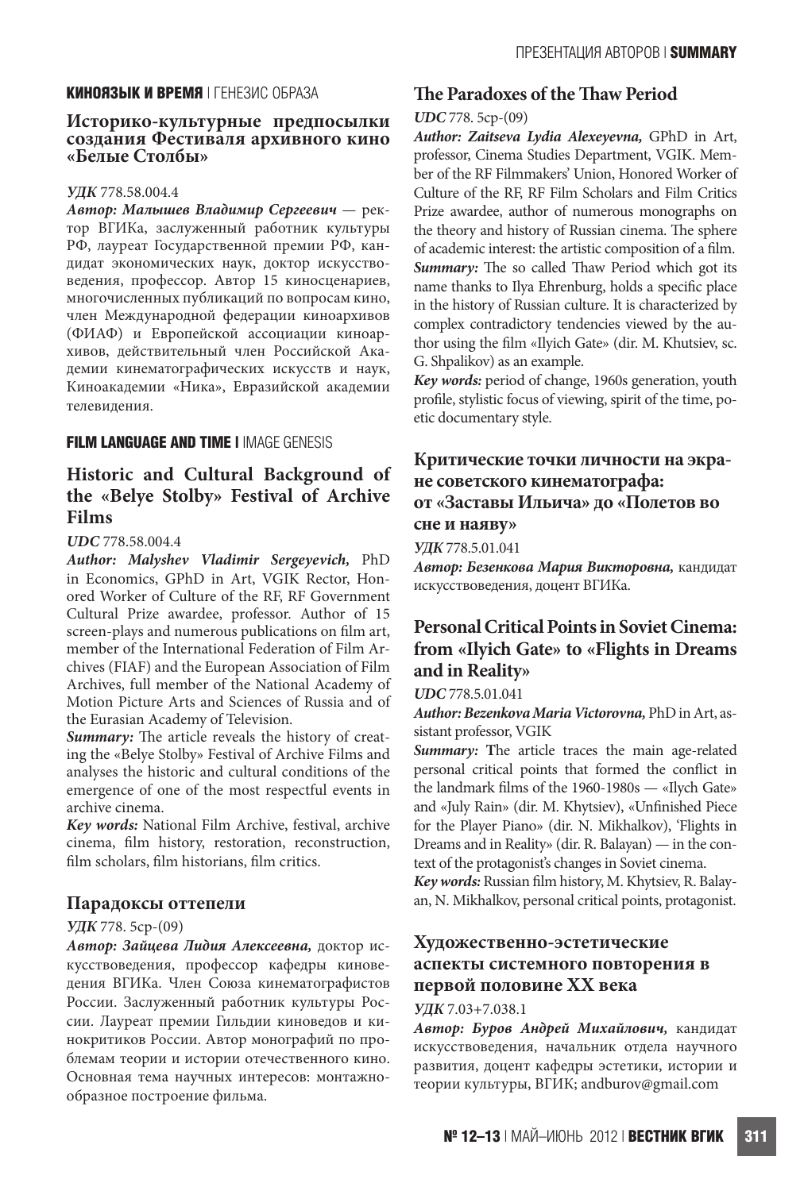**КИНОЯЗЫК И ВРЕМЯ** | ГЕНЕЗИС ОБРАЗА

### Историко-культурные предпосылки создания Фестиваля архивного кино «Белые Столбы»

***УДК*** 778.58.004.4

***Автор: Малышев Владимир Сергеевич*** — ректор ВГИКа, заслуженный работник культуры РФ, лауреат Государственной премии РФ, кандидат экономических наук, доктор искусствоведения, профессор. Автор 15 киносценариев, многочисленных публикаций по вопросам кино, член Международной федерации киноархивов (ФИАФ) и Европейской ассоциации киноархивов, действительный член Российской Академии кинематографических искусств и наук, Киноакадемии «Ника», Евразийской академии телевидения.

**FILM LANGUAGE AND TIME** | IMAGE GENESIS

### Historic and Cultural Background of the «Belye Stolby» Festival of Archive Films

***UDC*** 778.58.004.4

***Author: Malyshev Vladimir Sergeyevich,*** PhD in Economics, GPhD in Art, VGIK Rector, Honored Worker of Culture of the RF, RF Government Cultural Prize awardee, professor. Author of 15 screen-plays and numerous publications on film art, member of the International Federation of Film Archives (FIAF) and the European Association of Film Archives, full member of the National Academy of Motion Picture Arts and Sciences of Russia and of the Eurasian Academy of Television.

***Summary:*** The article reveals the history of creating the «Belye Stolby» Festival of Archive Films and analyses the historic and cultural conditions of the emergence of one of the most respectful events in archive cinema.

***Key words:*** National Film Archive, festival, archive cinema, film history, restoration, reconstruction, film scholars, film historians, film critics.

### Парадоксы оттепели

***УДК*** 778. 5ср-(09)

***Автор: Зайцева Лидия Алексеевна,*** доктор искусствоведения, профессор кафедры киноведения ВГИКа. Член Союза кинематографистов России. Заслуженный работник культуры России. Лауреат премии Гильдии киноведов и кинокритиков России. Автор монографий по проблемам теории и истории отечественного кино. Основная тема научных интересов: монтажно-образное построение фильма.

### The Paradoxes of the Thaw Period

***UDC*** 778. 5ср-(09)

***Author: Zaitseva Lydia Alexeyevna,*** GPhD in Art, professor, Cinema Studies Department, VGIK. Member of the RF Filmmakers' Union, Honored Worker of Culture of the RF, RF Film Scholars and Film Critics Prize awardee, author of numerous monographs on the theory and history of Russian cinema. The sphere of academic interest: the artistic composition of a film.

***Summary:*** The so called Thaw Period which got its name thanks to Ilya Ehrenburg, holds a specific place in the history of Russian culture. It is characterized by complex contradictory tendencies viewed by the author using the film «Ilyich Gate» (dir. M. Khutsiev, sc. G. Shpalikov) as an example.

***Key words:*** period of change, 1960s generation, youth profile, stylistic focus of viewing, spirit of the time, poetic documentary style.

### Критические точки личности на экране советского кинематографа: от «Заставы Ильича» до «Полетов во сне и наяву»

***УДК*** 778.5.01.041

***Автор: Безенкова Мария Викторовна,*** кандидат искусствоведения, доцент ВГИКа.

### Personal Critical Points in Soviet Cinema: from «Ilyich Gate» to «Flights in Dreams and in Reality»

***UDC*** 778.5.01.041

***Author: Bezenkova Maria Victorovna,*** PhD in Art, assistant professor, VGIK

***Summary:*** The article traces the main age-related personal critical points that formed the conflict in the landmark films of the 1960-1980s — «Ilych Gate» and «July Rain» (dir. M. Khytsiev), «Unfinished Piece for the Player Piano» (dir. N. Mikhalkov), 'Flights in Dreams and in Reality» (dir. R. Balayan) — in the context of the protagonist's changes in Soviet cinema.

***Key words:*** Russian film history, M. Khytsiev, R. Balayan, N. Mikhalkov, personal critical points, protagonist.

### Художественно-эстетические аспекты системного повторения в первой половине XX века

***УДК*** 7.03+7.038.1

***Автор: Буров Андрей Михайлович,*** кандидат искусствоведения, начальник отдела научного развития, доцент кафедры эстетики, истории и теории культуры, ВГИК; andburov@gmail.com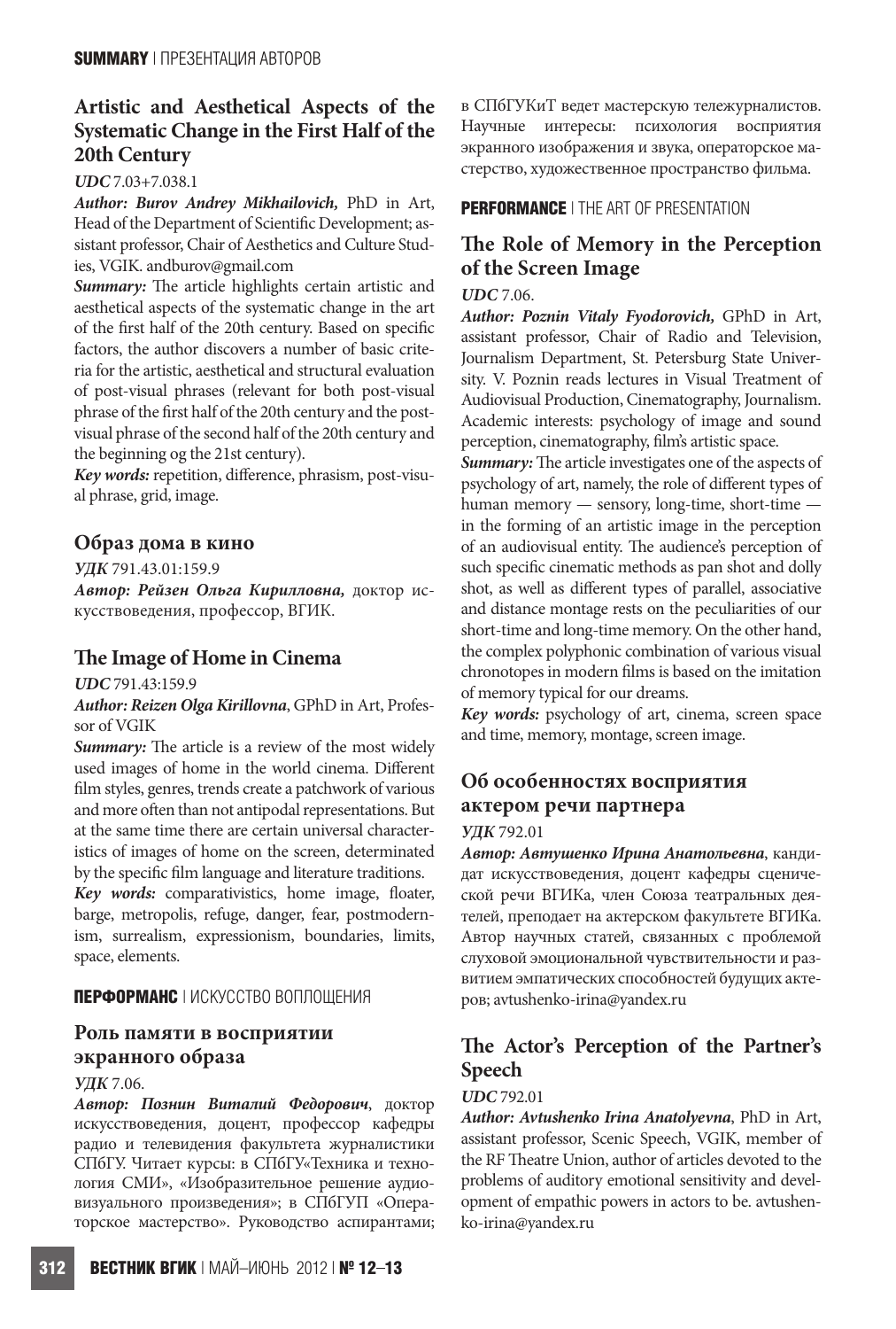**SUMMARY** | ПРЕЗЕНТАЦИЯ АВТОРОВ

## Artistic and Aesthetical Aspects of the Systematic Change in the First Half of the 20th Century

***UDC*** 7.03+7.038.1

***Author: Burov Andrey Mikhailovich,*** PhD in Art, Head of the Department of Scientific Development; assistant professor, Chair of Aesthetics and Culture Studies, VGIK. andburov@gmail.com

***Summary:*** The article highlights certain artistic and aesthetical aspects of the systematic change in the art of the first half of the 20th century. Based on specific factors, the author discovers a number of basic criteria for the artistic, aesthetical and structural evaluation of post-visual phrases (relevant for both post-visual phrase of the first half of the 20th century and the post-visual phrase of the second half of the 20th century and the beginning og the 21st century).

***Key words:*** repetition, difference, phrasism, post-visual phrase, grid, image.

## Образ дома в кино

***УДК*** 791.43.01:159.9

***Автор: Рейзен Ольга Кирилловна,*** доктор искусствоведения, профессор, ВГИК.

## The Image of Home in Cinema

***UDC*** 791.43:159.9

***Author: Reizen Olga Kirillovna***, GPhD in Art, Professor of VGIK

***Summary:*** The article is a review of the most widely used images of home in the world cinema. Different film styles, genres, trends create a patchwork of various and more often than not antipodal representations. But at the same time there are certain universal characteristics of images of home on the screen, determinated by the specific film language and literature traditions.

***Key words:*** comparativistics, home image, floater, barge, metropolis, refuge, danger, fear, postmodernism, surrealism, expressionism, boundaries, limits, space, elements.

**ПЕРФОРМАНС** | ИСКУССТВО ВОПЛОЩЕНИЯ

## Роль памяти в восприятии экранного образа

***УДК*** 7.06.

***Автор: Познин Виталий Федорович***, доктор искусствоведения, доцент, профессор кафедры радио и телевидения факультета журналистики СПбГУ. Читает курсы: в СПбГУ«Техника и технология СМИ», «Изобразительное решение аудиовизуального произведения»; в СПбГУП «Операторское мастерство». Руководство аспирантами; в СПбГУКиТ ведет мастерскую тележурналистов. Научные интересы: психология восприятия экранного изображения и звука, операторское мастерство, художественное пространство фильма.

**PERFORMANCE** | THE ART OF PRESENTATION

## The Role of Memory in the Perception of the Screen Image

***UDC*** 7.06.

***Author: Poznin Vitaly Fyodorovich,*** GPhD in Art, assistant professor, Chair of Radio and Television, Journalism Department, St. Petersburg State University. V. Poznin reads lectures in Visual Treatment of Audiovisual Production, Cinematography, Journalism. Academic interests: psychology of image and sound perception, cinematography, film's artistic space.

***Summary:*** The article investigates one of the aspects of psychology of art, namely, the role of different types of human memory — sensory, long-time, short-time — in the forming of an artistic image in the perception of an audiovisual entity. The audience's perception of such specific cinematic methods as pan shot and dolly shot, as well as different types of parallel, associative and distance montage rests on the peculiarities of our short-time and long-time memory. On the other hand, the complex polyphonic combination of various visual chronotopes in modern films is based on the imitation of memory typical for our dreams.

***Key words:*** psychology of art, cinema, screen space and time, memory, montage, screen image.

## Об особенностях восприятия актером речи партнера

***УДК*** 792.01

***Автор: Автушенко Ирина Анатольевна***, кандидат искусствоведения, доцент кафедры сценической речи ВГИКа, член Союза театральных деятелей, преподает на актерском факультете ВГИКа. Автор научных статей, связанных с проблемой слуховой эмоциональной чувствительности и развитием эмпатических способностей будущих актеров; avtushenko-irina@yandex.ru

## The Actor's Perception of the Partner's Speech

***UDC*** 792.01

***Author: Avtushenko Irina Anatolyevna***, PhD in Art, assistant professor, Scenic Speech, VGIK, member of the RF Theatre Union, author of articles devoted to the problems of auditory emotional sensitivity and development of empathic powers in actors to be. avtushenko-irina@yandex.ru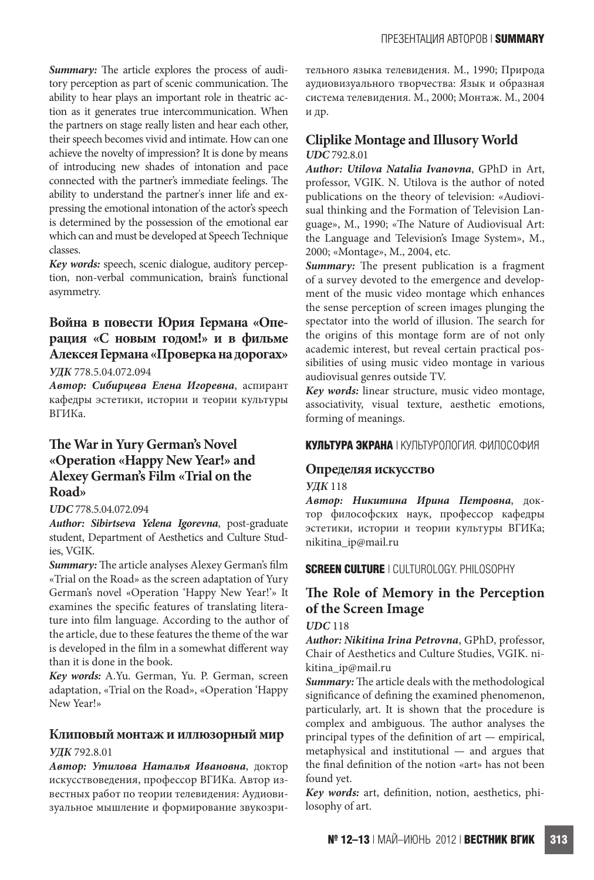***Summary:*** The article explores the process of auditory perception as part of scenic communication. The ability to hear plays an important role in theatric action as it generates true intercommunication. When the partners on stage really listen and hear each other, their speech becomes vivid and intimate. How can one achieve the novelty of impression? It is done by means of introducing new shades of intonation and pace connected with the partner's immediate feelings. The ability to understand the partner's inner life and expressing the emotional intonation of the actor's speech is determined by the possession of the emotional ear which can and must be developed at Speech Technique classes.

***Key words:*** speech, scenic dialogue, auditory perception, non-verbal communication, brain's functional asymmetry.

## Война в повести Юрия Германа «Операция «С новым годом!» и в фильме Алексея Германа «Проверка на дорогах»

***УДК*** 778.5.04.072.094

***Автор: Сибирцева Елена Игоревна***, аспирант кафедры эстетики, истории и теории культуры ВГИКа.

## The War in Yury German's Novel «Operation «Happy New Year!» and Alexey German's Film «Trial on the Road»

***UDC*** 778.5.04.072.094

***Author: Sibirtseva Yelena Igorevna***, post-graduate student, Department of Aesthetics and Culture Studies, VGIK.

***Summary:*** The article analyses Alexey German's film «Trial on the Road» as the screen adaptation of Yury German's novel «Operation 'Happy New Year!'» It examines the specific features of translating literature into film language. According to the author of the article, due to these features the theme of the war is developed in the film in a somewhat different way than it is done in the book.

***Key words:*** A.Yu. German, Yu. P. German, screen adaptation, «Trial on the Road», «Operation 'Happy New Year!»

## Клиповый монтаж и иллюзорный мир

***УДК*** 792.8.01

***Автор: Утилова Наталья Ивановна***, доктор искусствоведения, профессор ВГИКа. Автор известных работ по теории телевидения: Аудиовизуальное мышление и формирование звукозрительного языка телевидения. М., 1990; Природа аудиовизуального творчества: Язык и образная система телевидения. М., 2000; Монтаж. М., 2004 и др.

## Cliplike Montage and Illusory World

***UDC*** 792.8.01

***Author: Utilova Natalia Ivanovna***, GPhD in Art, professor, VGIK. N. Utilova is the author of noted publications on the theory of television: «Audiovisual thinking and the Formation of Television Language», M., 1990; «The Nature of Audiovisual Art: the Language and Television's Image System», M., 2000; «Montage», M., 2004, etc.

***Summary:*** The present publication is a fragment of a survey devoted to the emergence and development of the music video montage which enhances the sense perception of screen images plunging the spectator into the world of illusion. The search for the origins of this montage form are of not only academic interest, but reveal certain practical possibilities of using music video montage in various audiovisual genres outside TV.

***Key words:*** linear structure, music video montage, associativity, visual texture, aesthetic emotions, forming of meanings.

**КУЛЬТУРА ЭКРАНА** | КУЛЬТУРОЛОГИЯ. ФИЛОСОФИЯ

## Определяя искусство

***УДК*** 118

***Автор: Никитина Ирина Петровна***, доктор философских наук, профессор кафедры эстетики, истории и теории культуры ВГИКа; nikitina_ip@mail.ru

**SCREEN CULTURE** | CULTUROLOGY. PHILOSOPHY

## The Role of Memory in the Perception of the Screen Image

***UDC*** 118

***Author: Nikitina Irina Petrovna***, GPhD, professor, Chair of Aesthetics and Culture Studies, VGIK. nikitina_ip@mail.ru

***Summary:*** The article deals with the methodological significance of defining the examined phenomenon, particularly, art. It is shown that the procedure is complex and ambiguous. The author analyses the principal types of the definition of art — empirical, metaphysical and institutional — and argues that the final definition of the notion «art» has not been found yet.

***Key words:*** art, definition, notion, aesthetics, philosophy of art.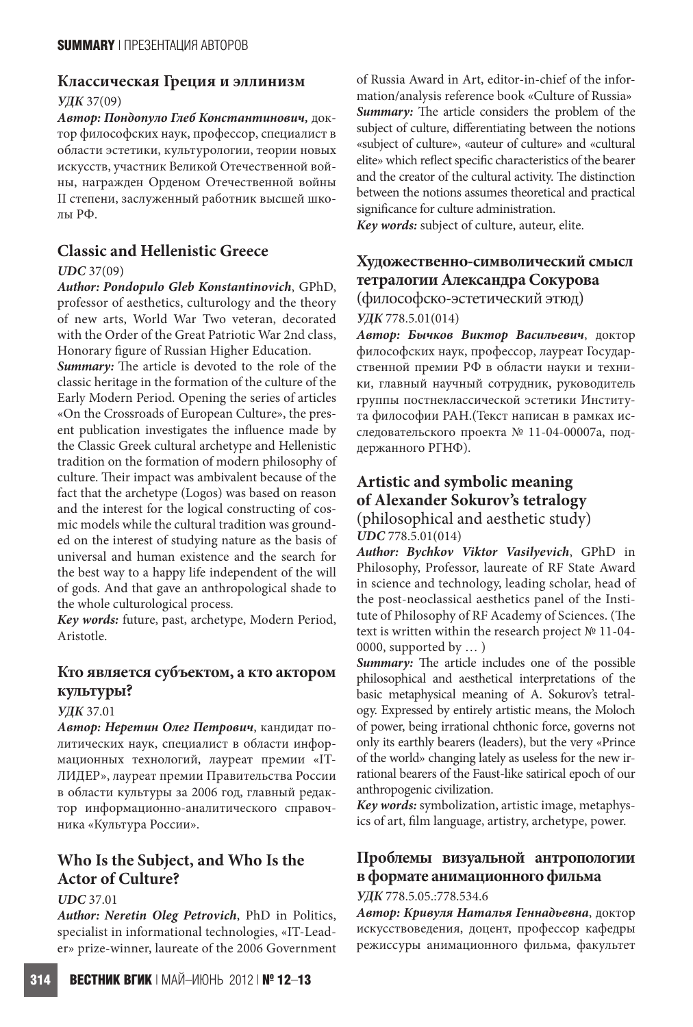## Классическая Греция и эллинизм

***УДК*** 37(09)

***Автор: Пондопуло Глеб Константинович,*** доктор философских наук, профессор, специалист в области эстетики, культурологии, теории новых искусств, участник Великой Отечественной войны, награжден Орденом Отечественной войны II степени, заслуженный работник высшей школы РФ.

## Classic and Hellenistic Greece

***UDC*** 37(09)

***Author: Pondopulo Gleb Konstantinovich***, GPhD, professor of aesthetics, culturology and the theory of new arts, World War Two veteran, decorated with the Order of the Great Patriotic War 2nd class, Honorary figure of Russian Higher Education.

***Summary:*** The article is devoted to the role of the classic heritage in the formation of the culture of the Early Modern Period. Opening the series of articles «On the Crossroads of European Culture», the present publication investigates the influence made by the Classic Greek cultural archetype and Hellenistic tradition on the formation of modern philosophy of culture. Their impact was ambivalent because of the fact that the archetype (Logos) was based on reason and the interest for the logical constructing of cosmic models while the cultural tradition was grounded on the interest of studying nature as the basis of universal and human existence and the search for the best way to a happy life independent of the will of gods. And that gave an anthropological shade to the whole culturological process.

***Key words:*** future, past, archetype, Modern Period, Aristotle.

## Кто является субъектом, а кто актором культуры?

***УДК*** 37.01

***Автор: Неретин Олег Петрович***, кандидат политических наук, специалист в области информационных технологий, лауреат премии «IT-ЛИДЕР», лауреат премии Правительства России в области культуры за 2006 год, главный редактор информационно-аналитического справочника «Культура России».

## Who Is the Subject, and Who Is the Actor of Culture?

***UDC*** 37.01

***Author: Neretin Oleg Petrovich***, PhD in Politics, specialist in informational technologies, «IT-Leader» prize-winner, laureate of the 2006 Government of Russia Award in Art, editor-in-chief of the information/analysis reference book «Culture of Russia»

***Summary:*** The article considers the problem of the subject of culture, differentiating between the notions «subject of culture», «auteur of culture» and «cultural elite» which reflect specific characteristics of the bearer and the creator of the cultural activity. The distinction between the notions assumes theoretical and practical significance for culture administration.

***Key words:*** subject of culture, auteur, elite.

## Художественно-символический смысл тетралогии Александра Сокурова

(философско-эстетический этюд)

***УДК*** 778.5.01(014)

***Автор: Бычков Виктор Васильевич***, доктор философских наук, профессор, лауреат Государственной премии РФ в области науки и техники, главный научный сотрудник, руководитель группы постнеклассической эстетики Института философии РАН.(Текст написан в рамках исследовательского проекта № 11-04-00007а, поддержанного РГНФ).

## Artistic and symbolic meaning of Alexander Sokurov's tetralogy

(philosophical and aesthetic study)

***UDC*** 778.5.01(014)

***Author: Bychkov Viktor Vasilyevich***, GPhD in Philosophy, Professor, laureate of RF State Award in science and technology, leading scholar, head of the post-neoclassical aesthetics panel of the Institute of Philosophy of RF Academy of Sciences. (The text is written within the research project № 11-04-0000, supported by … )

***Summary:*** The article includes one of the possible philosophical and aesthetical interpretations of the basic metaphysical meaning of A. Sokurov's tetralogy. Expressed by entirely artistic means, the Moloch of power, being irrational chthonic force, governs not only its earthly bearers (leaders), but the very «Prince of the world» changing lately as useless for the new irrational bearers of the Faust-like satirical epoch of our anthropogenic civilization.

***Key words:*** symbolization, artistic image, metaphysics of art, film language, artistry, archetype, power.

## Проблемы визуальной антропологии в формате анимационного фильма

***УДК*** 778.5.05.:778.534.6

***Автор: Кривуля Наталья Геннадьевна***, доктор искусствоведения, доцент, профессор кафедры режиссуры анимационного фильма, факультет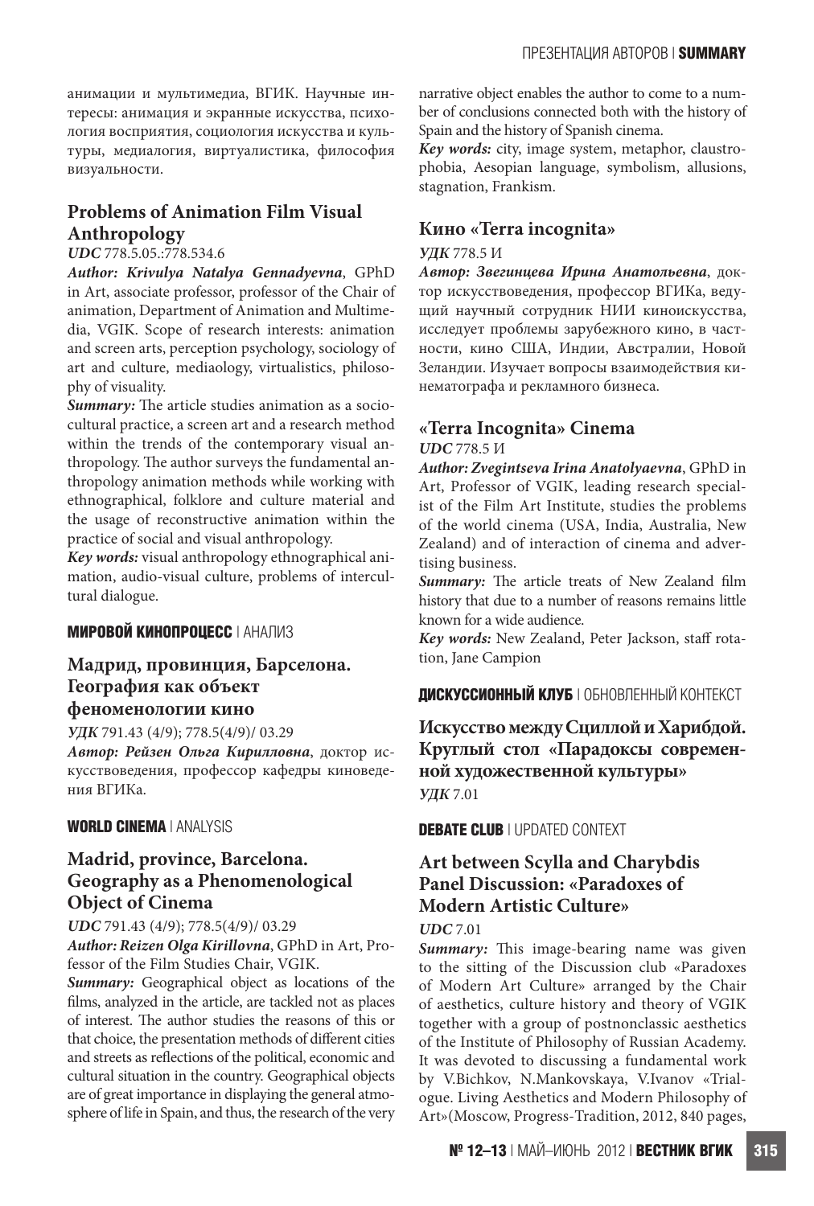анимации и мультимедиа, ВГИК. Научные интересы: анимация и экранные искусства, психология восприятия, социология искусства и культуры, медиалогия, виртуалистика, философия визуальности.

## Problems of Animation Film Visual Anthropology

***UDC*** 778.5.05.:778.534.6

***Author: Krivulya Natalya Gennadyevna***, GPhD in Art, associate professor, professor of the Chair of animation, Department of Animation and Multimedia, VGIK. Scope of research interests: animation and screen arts, perception psychology, sociology of art and culture, mediaology, virtualistics, philosophy of visuality.

***Summary:*** The article studies animation as a sociocultural practice, a screen art and a research method within the trends of the contemporary visual anthropology. The author surveys the fundamental anthropology animation methods while working with ethnographical, folklore and culture material and the usage of reconstructive animation within the practice of social and visual anthropology.

***Key words:*** visual anthropology ethnographical animation, audio-visual culture, problems of intercultural dialogue.

**МИРОВОЙ КИНОПРОЦЕСС** | АНАЛИЗ

## Мадрид, провинция, Барселона. География как объект феноменологии кино

***УДК*** 791.43 (4/9); 778.5(4/9)/ 03.29

***Автор: Рейзен Ольга Кирилловна***, доктор искусствоведения, профессор кафедры киноведения ВГИКа.

**WORLD CINEMA** | ANALYSIS

## Madrid, province, Barcelona. Geography as a Phenomenological Object of Cinema

***UDC*** 791.43 (4/9); 778.5(4/9)/ 03.29

***Author: Reizen Olga Kirillovna***, GPhD in Art, Professor of the Film Studies Chair, VGIK.

***Summary:*** Geographical object as locations of the films, analyzed in the article, are tackled not as places of interest. The author studies the reasons of this or that choice, the presentation methods of different cities and streets as reflections of the political, economic and cultural situation in the country. Geographical objects are of great importance in displaying the general atmosphere of life in Spain, and thus, the research of the very narrative object enables the author to come to a number of conclusions connected both with the history of Spain and the history of Spanish cinema.

***Key words:*** city, image system, metaphor, claustrophobia, Aesopian language, symbolism, allusions, stagnation, Frankism.

## Кино «Terra incognita»

***УДК*** 778.5 И

***Автор: Звегинцева Ирина Анатольевна***, доктор искусствоведения, профессор ВГИКа, ведущий научный сотрудник НИИ киноискусства, исследует проблемы зарубежного кино, в частности, кино США, Индии, Австралии, Новой Зеландии. Изучает вопросы взаимодействия кинематографа и рекламного бизнеса.

## «Terra Incognita» Cinema

***UDC*** 778.5 И

***Author: Zvegintseva Irina Anatolyaevna***, GPhD in Art, Professor of VGIK, leading research specialist of the Film Art Institute, studies the problems of the world cinema (USA, India, Australia, New Zealand) and of interaction of cinema and advertising business.

***Summary:*** The article treats of New Zealand film history that due to a number of reasons remains little known for a wide audience.

***Key words:*** New Zealand, Peter Jackson, staff rotation, Jane Campion

**ДИСКУССИОННЫЙ КЛУБ** | ОБНОВЛЕННЫЙ КОНТЕКСТ

## Искусство между Сциллой и Харибдой. Круглый стол «Парадоксы современной художественной культуры»

***УДК*** 7.01

**DEBATE CLUB** | UPDATED CONTEXT

## Art between Scylla and Charybdis Panel Discussion: «Paradoxes of Modern Artistic Culture»

***UDC*** 7.01

***Summary:*** This image-bearing name was given to the sitting of the Discussion club «Paradoxes of Modern Art Culture» arranged by the Chair of aesthetics, culture history and theory of VGIK together with a group of postnonclassic aesthetics of the Institute of Philosophy of Russian Academy. It was devoted to discussing a fundamental work by V.Bichkov, N.Mankovskaya, V.Ivanov «Trialogue. Living Aesthetics and Modern Philosophy of Art»(Moscow, Progress-Tradition, 2012, 840 pages,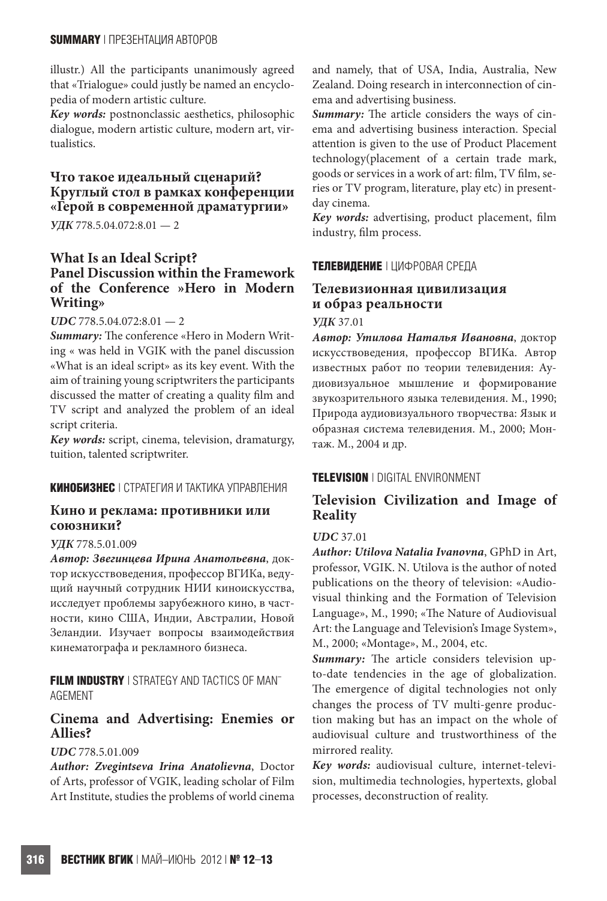illustr.) All the participants unanimously agreed that «Trialogue» could justly be named an encyclopedia of modern artistic culture.

***Key words:*** postnonclassic aesthetics, philosophic dialogue, modern artistic culture, modern art, virtualistics.

## Что такое идеальный сценарий? Круглый стол в рамках конференции «Герой в современной драматургии»

***УДК*** 778.5.04.072:8.01 — 2

## What Is an Ideal Script? Panel Discussion within the Framework of the Conference »Hero in Modern Writing»

***UDC*** 778.5.04.072:8.01 — 2

***Summary:*** The conference «Hero in Modern Writing « was held in VGIK with the panel discussion «What is an ideal script» as its key event. With the aim of training young scriptwriters the participants discussed the matter of creating a quality film and TV script and analyzed the problem of an ideal script criteria.

***Key words:*** script, cinema, television, dramaturgy, tuition, talented scriptwriter.

**КИНОБИЗНЕС** | СТРАТЕГИЯ И ТАКТИКА УПРАВЛЕНИЯ

## Кино и реклама: противники или союзники?

***УДК*** 778.5.01.009

***Автор: Звегинцева Ирина Анатольевна***, доктор искусствоведения, профессор ВГИКа, ведущий научный сотрудник НИИ киноискусства, исследует проблемы зарубежного кино, в частности, кино США, Индии, Австралии, Новой Зеландии. Изучает вопросы взаимодействия кинематографа и рекламного бизнеса.

**FILM INDUSTRY** | STRATEGY AND TACTICS OF MANAGEMENT

## Cinema and Advertising: Enemies or Allies?

***UDC*** 778.5.01.009

***Author: Zvegintseva Irina Anatolievna***, Doctor of Arts, professor of VGIK, leading scholar of Film Art Institute, studies the problems of world cinema and namely, that of USA, India, Australia, New Zealand. Doing research in interconnection of cinema and advertising business.

***Summary:*** The article considers the ways of cinema and advertising business interaction. Special attention is given to the use of Product Placement technology(placement of a certain trade mark, goods or services in a work of art: film, TV film, series or TV program, literature, play etc) in present-day cinema.

***Key words:*** advertising, product placement, film industry, film process.

**ТЕЛЕВИДЕНИЕ** | ЦИФРОВАЯ СРЕДА

## Телевизионная цивилизация и образ реальности

***УДК*** 37.01

***Автор: Утилова Наталья Ивановна***, доктор искусствоведения, профессор ВГИКа. Автор известных работ по теории телевидения: Аудиовизуальное мышление и формирование звукозрительного языка телевидения. М., 1990; Природа аудиовизуального творчества: Язык и образная система телевидения. М., 2000; Монтаж. М., 2004 и др.

**TELEVISION** | DIGITAL ENVIRONMENT

## Television Civilization and Image of Reality

***UDC*** 37.01

***Author: Utilova Natalia Ivanovna***, GPhD in Art, professor, VGIK. N. Utilova is the author of noted publications on the theory of television: «Audiovisual thinking and the Formation of Television Language», M., 1990; «The Nature of Audiovisual Art: the Language and Television's Image System», M., 2000; «Montage», M., 2004, etc.

***Summary:*** The article considers television up-to-date tendencies in the age of globalization. The emergence of digital technologies not only changes the process of TV multi-genre production making but has an impact on the whole of audiovisual culture and trustworthiness of the mirrored reality.

***Key words:*** audiovisual culture, internet-television, multimedia technologies, hypertexts, global processes, deconstruction of reality.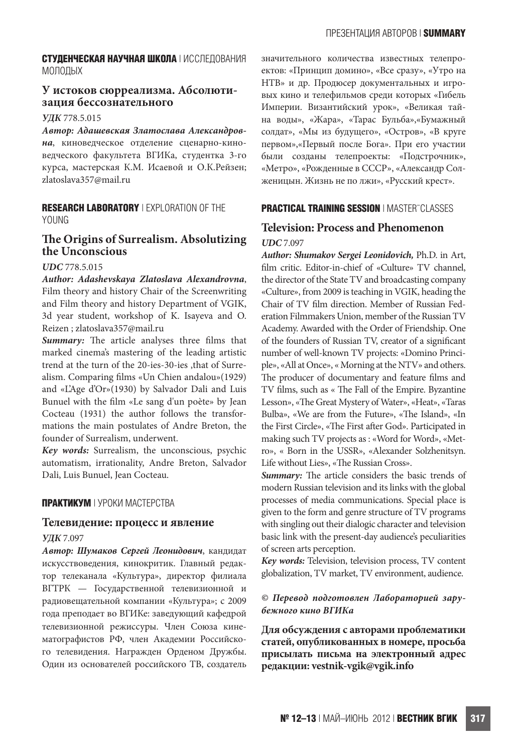**СТУДЕНЧЕСКАЯ НАУЧНАЯ ШКОЛА** | ИССЛЕДОВАНИЯ МОЛОДЫХ

### У истоков сюрреализма. Абсолютизация бессознательного

***УДК*** 778.5.015

***Автор: Адашевская Златослава Александровна***, киноведческое отделение сценарно-киноведческого факультета ВГИКа, студентка 3-го курса, мастерская К.М. Исаевой и О.К.Рейзен; zlatoslava357@mail.ru

**RESEARCH LABORATORY** | EXPLORATION OF THE YOUNG

### The Origins of Surrealism. Absolutizing the Unconscious

***UDC*** 778.5.015

***Author: Adashevskaya Zlatoslava Alexandrovna***, Film theory and history Chair of the Screenwriting and Film theory and history Department of VGIK, 3d year student, workshop of K. Isayeva and O. Reizen ; zlatoslava357@mail.ru

***Summary:*** The article analyses three films that marked cinema's mastering of the leading artistic trend at the turn of the 20-ies-30-ies ,that of Surrealism. Comparing films «Un Chien andalou»(1929) and «L'Age d'Or»(1930) by Salvador Dali and Luis Bunuel with the film «Le sang d'un poète» by Jean Cocteau (1931) the author follows the transformations the main postulates of Andre Breton, the founder of Surrealism, underwent.

***Key words:*** Surrealism, the unconscious, psychic automatism, irrationality, Andre Breton, Salvador Dali, Luis Bunuel, Jean Cocteau.

**ПРАКТИКУМ** | УРОКИ МАСТЕРСТВА

### Телевидение: процесс и явление

***УДК*** 7.097

***Автор: Шумаков Сергей Леонидович***, кандидат искусствоведения, кинокритик. Главный редактор телеканала «Культура», директор филиала ВГТРК — Государственной телевизионной и радиовещательной компании «Культура»; с 2009 года преподает во ВГИКе: заведующий кафедрой телевизионной режиссуры. Член Союза кинематографистов РФ, член Академии Российского телевидения. Награжден Орденом Дружбы. Один из основателей российского ТВ, создатель значительного количества известных телепроектов: «Принцип домино», «Все сразу», «Утро на НТВ» и др. Продюсер документальных и игровых кино и телефильмов среди которых «Гибель Империи. Византийский урок», «Великая тайна воды», «Жара», «Тарас Бульба»,«Бумажный солдат», «Мы из будущего», «Остров», «В круге первом»,«Первый после Бога». При его участии были созданы телепроекты: «Подстрочник», «Метро», «Рожденные в СССР», «Александр Солженицын. Жизнь не по лжи», «Русский крест».

**PRACTICAL TRAINING SESSION** | MASTER-CLASSES

### Television: Process and Phenomenon

***UDC*** 7.097

***Author: Shumakov Sergei Leonidovich,*** Ph.D. in Art, film critic. Editor-in-chief of «Culture» TV channel, the director of the State TV and broadcasting company «Culture», from 2009 is teaching in VGIK, heading the Chair of TV film direction. Member of Russian Federation Filmmakers Union, member of the Russian TV Academy. Awarded with the Order of Friendship. One of the founders of Russian TV, creator of a significant number of well-known TV projects: «Domino Principle», «All at Once», « Morning at the NTV» and others. The producer of documentary and feature films and TV films, such as « The Fall of the Empire. Byzantine Lesson», «The Great Mystery of Water», «Heat», «Taras Bulba», «We are from the Future», «The Island», «In the First Circle», «The First after God». Participated in making such TV projects as : «Word for Word», «Metro», « Born in the USSR», «Alexander Solzhenitsyn. Life without Lies», «The Russian Cross».

***Summary:*** The article considers the basic trends of modern Russian television and its links with the global processes of media communications. Special place is given to the form and genre structure of TV programs with singling out their dialogic character and television basic link with the present-day audience's peculiarities of screen arts perception.

***Key words:*** Television, television process, TV content globalization, TV market, TV environment, audience.

***© Перевод подготовлен Лабораторией зарубежного кино ВГИКа***

**Для обсуждения с авторами проблематики статей, опубликованных в номере, просьба присылать письма на электронный адрес редакции: vestnik-vgik@vgik.info**